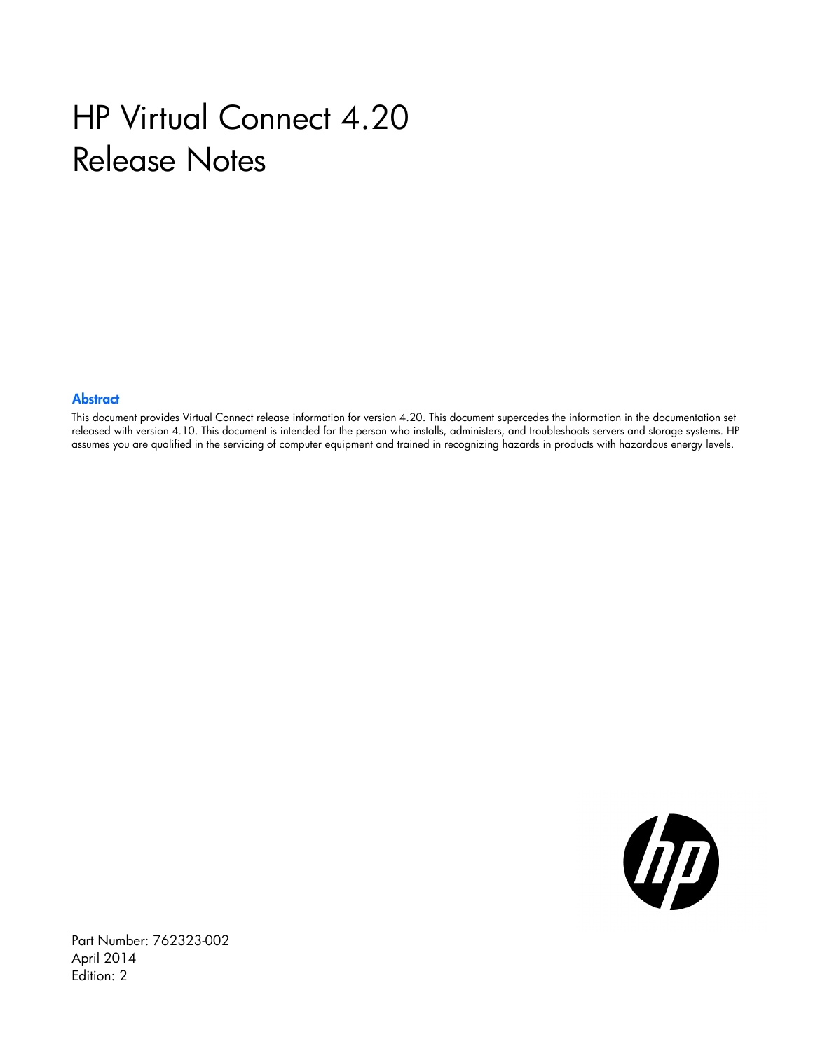# HP Virtual Connect 4.20 Release Notes

## Abstract

This document provides Virtual Connect release information for version 4.20. This document supercedes the information in the documentation set released with version 4.10. This document is intended for the person who installs, administers, and troubleshoots servers and storage systems. HP assumes you are qualified in the servicing of computer equipment and trained in recognizing hazards in products with hazardous energy levels.

Part Number: 762323-002
April 2014
Edition: 2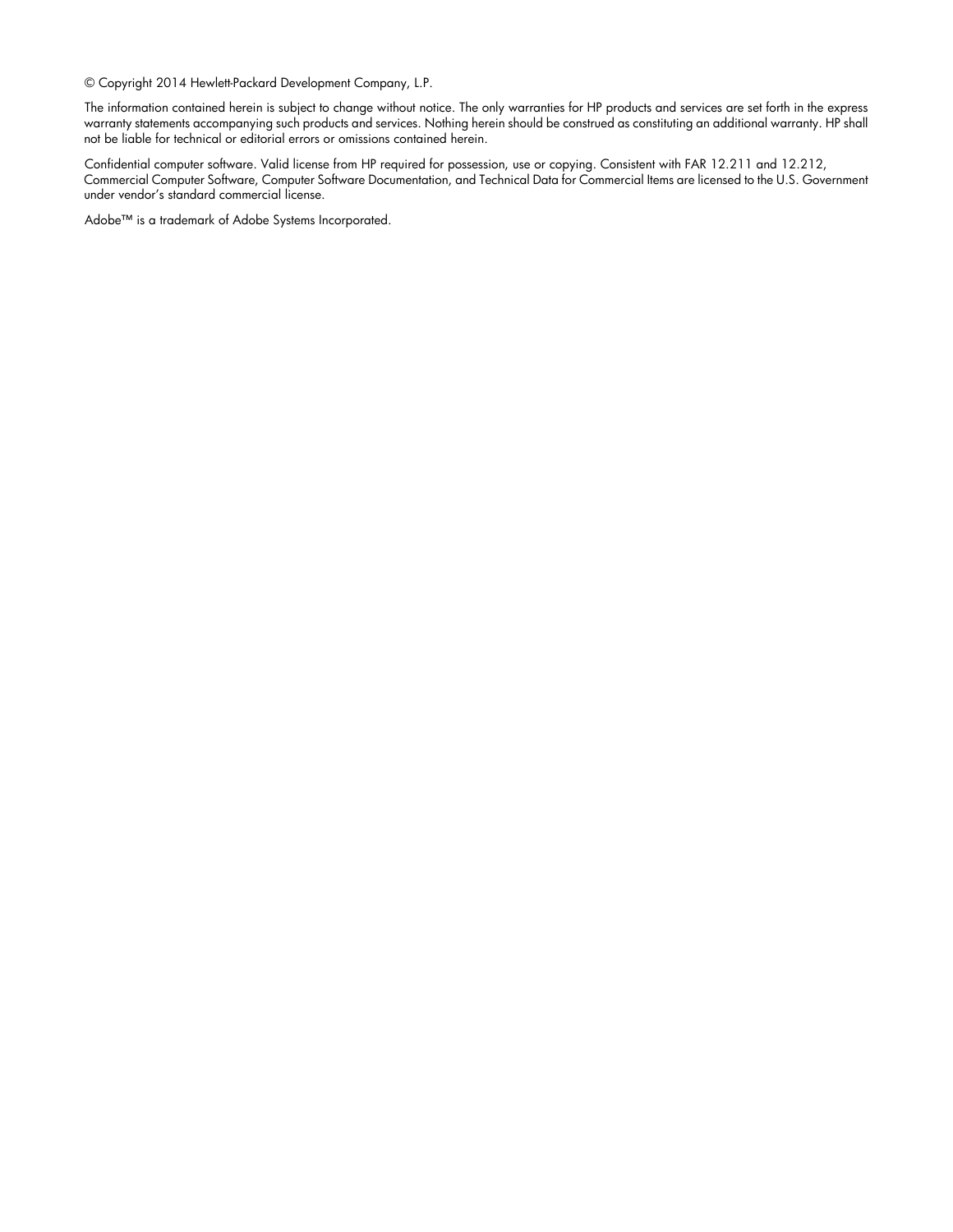© Copyright 2014 Hewlett-Packard Development Company, L.P.

The information contained herein is subject to change without notice. The only warranties for HP products and services are set forth in the express warranty statements accompanying such products and services. Nothing herein should be construed as constituting an additional warranty. HP shall not be liable for technical or editorial errors or omissions contained herein.

Confidential computer software. Valid license from HP required for possession, use or copying. Consistent with FAR 12.211 and 12.212, Commercial Computer Software, Computer Software Documentation, and Technical Data for Commercial Items are licensed to the U.S. Government under vendor's standard commercial license.

Adobe™ is a trademark of Adobe Systems Incorporated.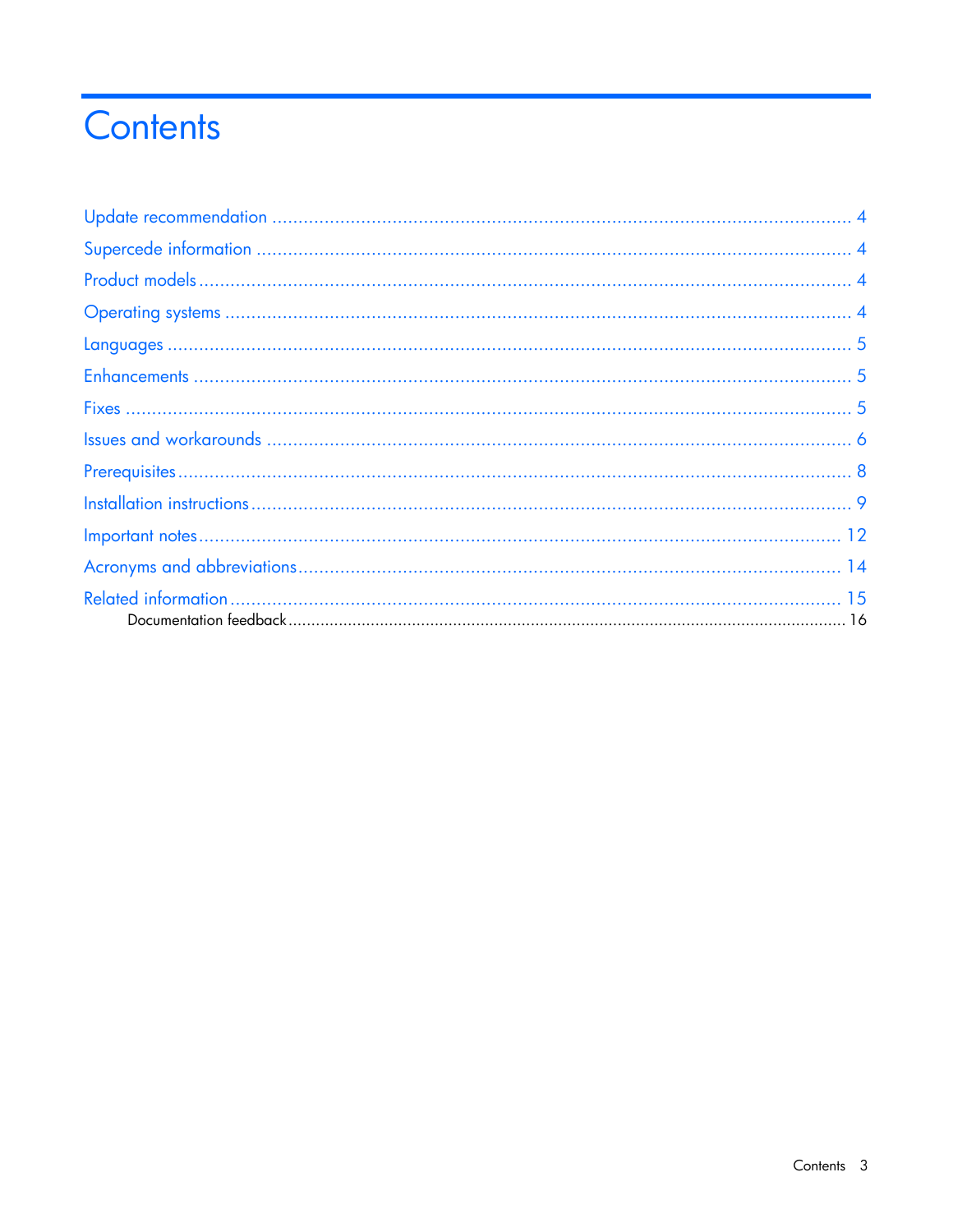# Contents

Update recommendation ..... 4
Supercede information ..... 4
Product models ..... 4
Operating systems ..... 4
Languages ..... 5
Enhancements ..... 5
Fixes ..... 5
Issues and workarounds ..... 6
Prerequisites ..... 8
Installation instructions ..... 9
Important notes ..... 12
Acronyms and abbreviations ..... 14
Related information ..... 15
    Documentation feedback ..... 16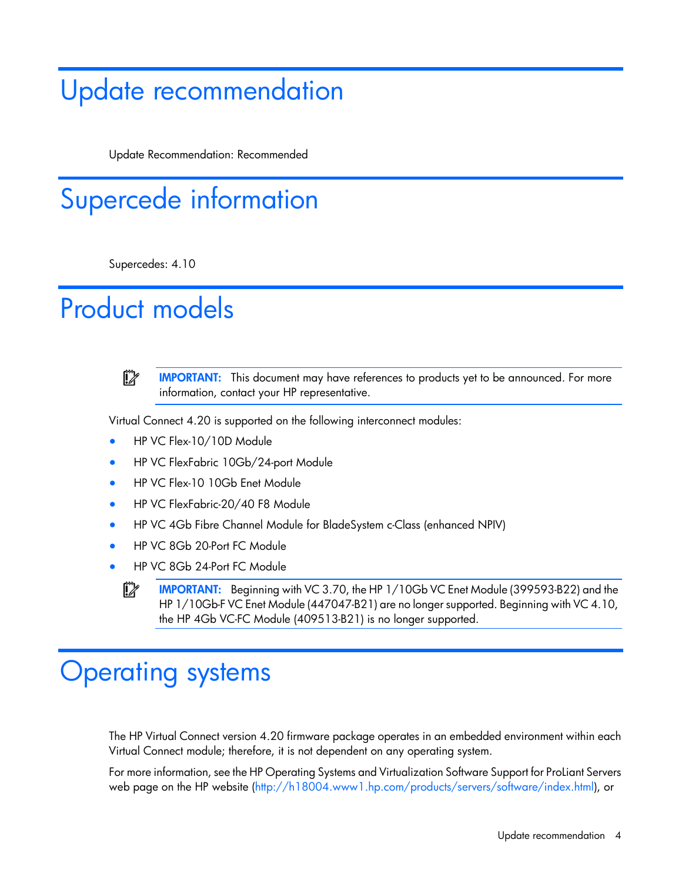# Update recommendation

Update Recommendation: Recommended

# Supercede information

Supercedes: 4.10

# Product models

> **IMPORTANT:** This document may have references to products yet to be announced. For more information, contact your HP representative.

Virtual Connect 4.20 is supported on the following interconnect modules:

- HP VC Flex-10/10D Module
- HP VC FlexFabric 10Gb/24-port Module
- HP VC Flex-10 10Gb Enet Module
- HP VC FlexFabric-20/40 F8 Module
- HP VC 4Gb Fibre Channel Module for BladeSystem c-Class (enhanced NPIV)
- HP VC 8Gb 20-Port FC Module
- HP VC 8Gb 24-Port FC Module

> **IMPORTANT:** Beginning with VC 3.70, the HP 1/10Gb VC Enet Module (399593-B22) and the HP 1/10Gb-F VC Enet Module (447047-B21) are no longer supported. Beginning with VC 4.10, the HP 4Gb VC-FC Module (409513-B21) is no longer supported.

# Operating systems

The HP Virtual Connect version 4.20 firmware package operates in an embedded environment within each Virtual Connect module; therefore, it is not dependent on any operating system.

For more information, see the HP Operating Systems and Virtualization Software Support for ProLiant Servers web page on the HP website (http://h18004.www1.hp.com/products/servers/software/index.html), or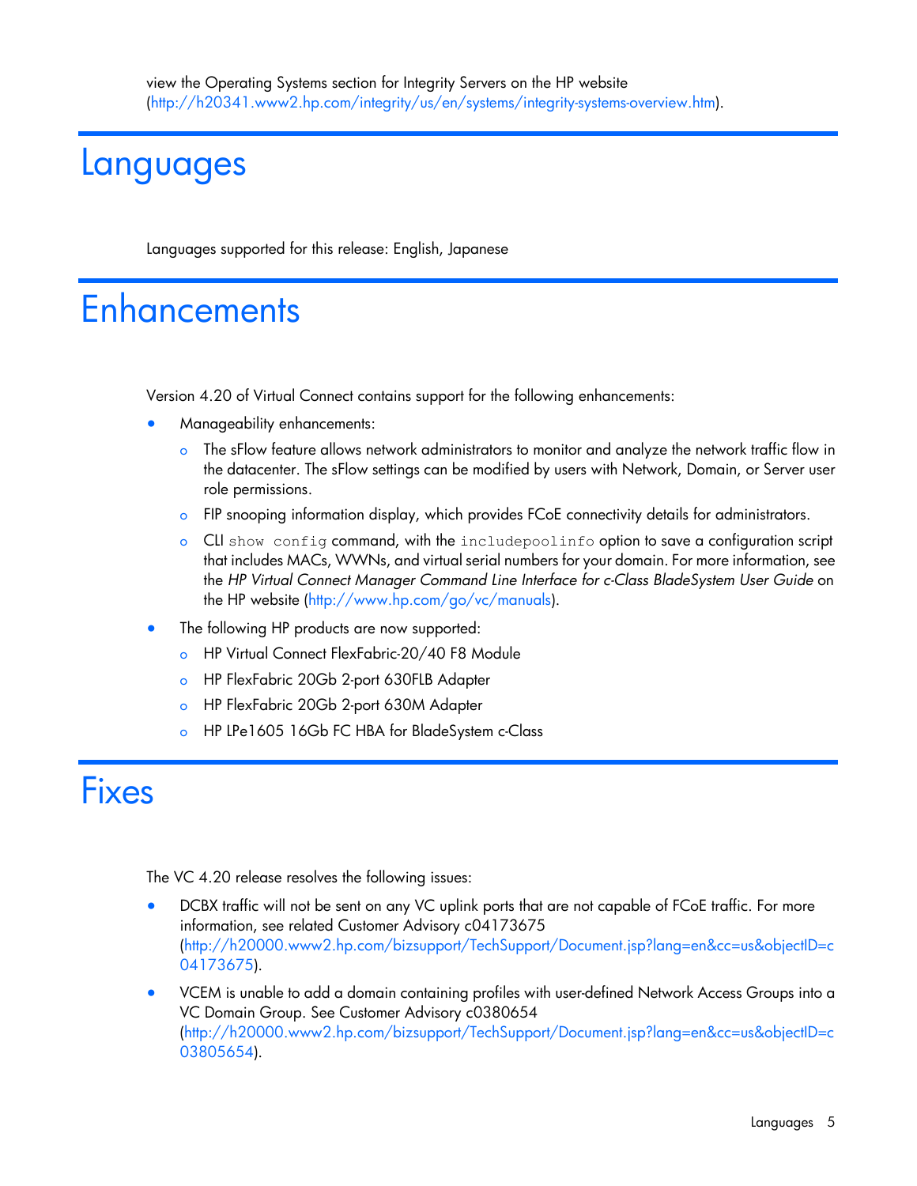view the Operating Systems section for Integrity Servers on the HP website (http://h20341.www2.hp.com/integrity/us/en/systems/integrity-systems-overview.htm).

# Languages

Languages supported for this release: English, Japanese

# Enhancements

Version 4.20 of Virtual Connect contains support for the following enhancements:

- Manageability enhancements:
  - The sFlow feature allows network administrators to monitor and analyze the network traffic flow in the datacenter. The sFlow settings can be modified by users with Network, Domain, or Server user role permissions.
  - FIP snooping information display, which provides FCoE connectivity details for administrators.
  - CLI `show config` command, with the `includepoolinfo` option to save a configuration script that includes MACs, WWNs, and virtual serial numbers for your domain. For more information, see the *HP Virtual Connect Manager Command Line Interface for c-Class BladeSystem User Guide* on the HP website (http://www.hp.com/go/vc/manuals).
- The following HP products are now supported:
  - HP Virtual Connect FlexFabric-20/40 F8 Module
  - HP FlexFabric 20Gb 2-port 630FLB Adapter
  - HP FlexFabric 20Gb 2-port 630M Adapter
  - HP LPe1605 16Gb FC HBA for BladeSystem c-Class

# Fixes

The VC 4.20 release resolves the following issues:

- DCBX traffic will not be sent on any VC uplink ports that are not capable of FCoE traffic. For more information, see related Customer Advisory c04173675 (http://h20000.www2.hp.com/bizsupport/TechSupport/Document.jsp?lang=en&cc=us&objectID=c04173675).
- VCEM is unable to add a domain containing profiles with user-defined Network Access Groups into a VC Domain Group. See Customer Advisory c0380654 (http://h20000.www2.hp.com/bizsupport/TechSupport/Document.jsp?lang=en&cc=us&objectID=c03805654).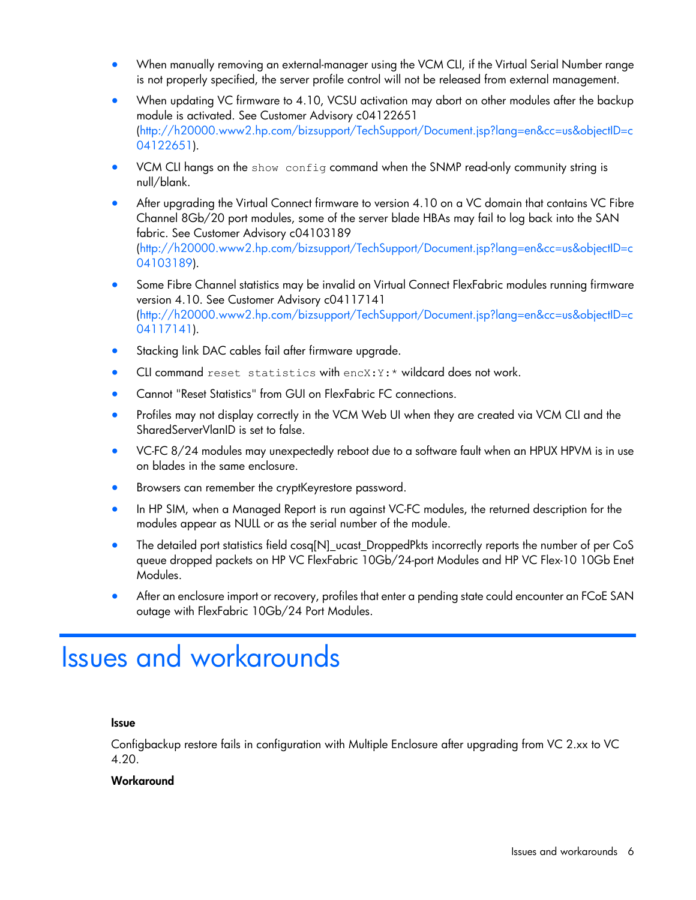- When manually removing an external-manager using the VCM CLI, if the Virtual Serial Number range is not properly specified, the server profile control will not be released from external management.
- When updating VC firmware to 4.10, VCSU activation may abort on other modules after the backup module is activated. See Customer Advisory c04122651 (http://h20000.www2.hp.com/bizsupport/TechSupport/Document.jsp?lang=en&cc=us&objectID=c04122651).
- VCM CLI hangs on the `show config` command when the SNMP read-only community string is null/blank.
- After upgrading the Virtual Connect firmware to version 4.10 on a VC domain that contains VC Fibre Channel 8Gb/20 port modules, some of the server blade HBAs may fail to log back into the SAN fabric. See Customer Advisory c04103189 (http://h20000.www2.hp.com/bizsupport/TechSupport/Document.jsp?lang=en&cc=us&objectID=c04103189).
- Some Fibre Channel statistics may be invalid on Virtual Connect FlexFabric modules running firmware version 4.10. See Customer Advisory c04117141 (http://h20000.www2.hp.com/bizsupport/TechSupport/Document.jsp?lang=en&cc=us&objectID=c04117141).
- Stacking link DAC cables fail after firmware upgrade.
- CLI command `reset statistics` with `encX:Y:*` wildcard does not work.
- Cannot "Reset Statistics" from GUI on FlexFabric FC connections.
- Profiles may not display correctly in the VCM Web UI when they are created via VCM CLI and the SharedServerVlanID is set to false.
- VC-FC 8/24 modules may unexpectedly reboot due to a software fault when an HPUX HPVM is in use on blades in the same enclosure.
- Browsers can remember the cryptKeyrestore password.
- In HP SIM, when a Managed Report is run against VC-FC modules, the returned description for the modules appear as NULL or as the serial number of the module.
- The detailed port statistics field cosq[N]_ucast_DroppedPkts incorrectly reports the number of per CoS queue dropped packets on HP VC FlexFabric 10Gb/24-port Modules and HP VC Flex-10 10Gb Enet Modules.
- After an enclosure import or recovery, profiles that enter a pending state could encounter an FCoE SAN outage with FlexFabric 10Gb/24 Port Modules.

# Issues and workarounds

**Issue**

Configbackup restore fails in configuration with Multiple Enclosure after upgrading from VC 2.xx to VC 4.20.

**Workaround**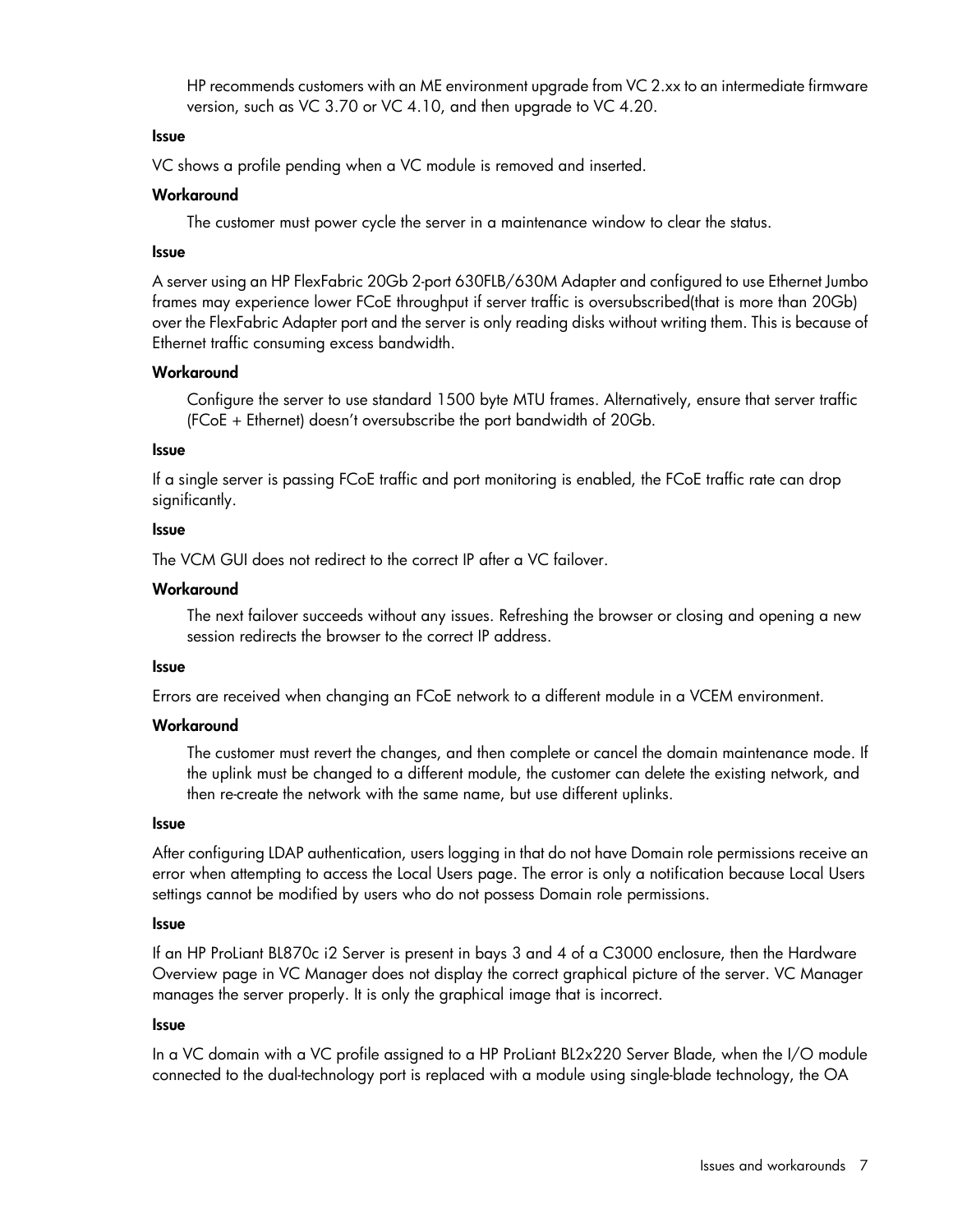HP recommends customers with an ME environment upgrade from VC 2.xx to an intermediate firmware version, such as VC 3.70 or VC 4.10, and then upgrade to VC 4.20.

**Issue**

VC shows a profile pending when a VC module is removed and inserted.

**Workaround**

The customer must power cycle the server in a maintenance window to clear the status.

**Issue**

A server using an HP FlexFabric 20Gb 2-port 630FLB/630M Adapter and configured to use Ethernet Jumbo frames may experience lower FCoE throughput if server traffic is oversubscribed(that is more than 20Gb) over the FlexFabric Adapter port and the server is only reading disks without writing them. This is because of Ethernet traffic consuming excess bandwidth.

**Workaround**

Configure the server to use standard 1500 byte MTU frames. Alternatively, ensure that server traffic (FCoE + Ethernet) doesn't oversubscribe the port bandwidth of 20Gb.

**Issue**

If a single server is passing FCoE traffic and port monitoring is enabled, the FCoE traffic rate can drop significantly.

**Issue**

The VCM GUI does not redirect to the correct IP after a VC failover.

**Workaround**

The next failover succeeds without any issues. Refreshing the browser or closing and opening a new session redirects the browser to the correct IP address.

**Issue**

Errors are received when changing an FCoE network to a different module in a VCEM environment.

**Workaround**

The customer must revert the changes, and then complete or cancel the domain maintenance mode. If the uplink must be changed to a different module, the customer can delete the existing network, and then re-create the network with the same name, but use different uplinks.

**Issue**

After configuring LDAP authentication, users logging in that do not have Domain role permissions receive an error when attempting to access the Local Users page. The error is only a notification because Local Users settings cannot be modified by users who do not possess Domain role permissions.

**Issue**

If an HP ProLiant BL870c i2 Server is present in bays 3 and 4 of a C3000 enclosure, then the Hardware Overview page in VC Manager does not display the correct graphical picture of the server. VC Manager manages the server properly. It is only the graphical image that is incorrect.

**Issue**

In a VC domain with a VC profile assigned to a HP ProLiant BL2x220 Server Blade, when the I/O module connected to the dual-technology port is replaced with a module using single-blade technology, the OA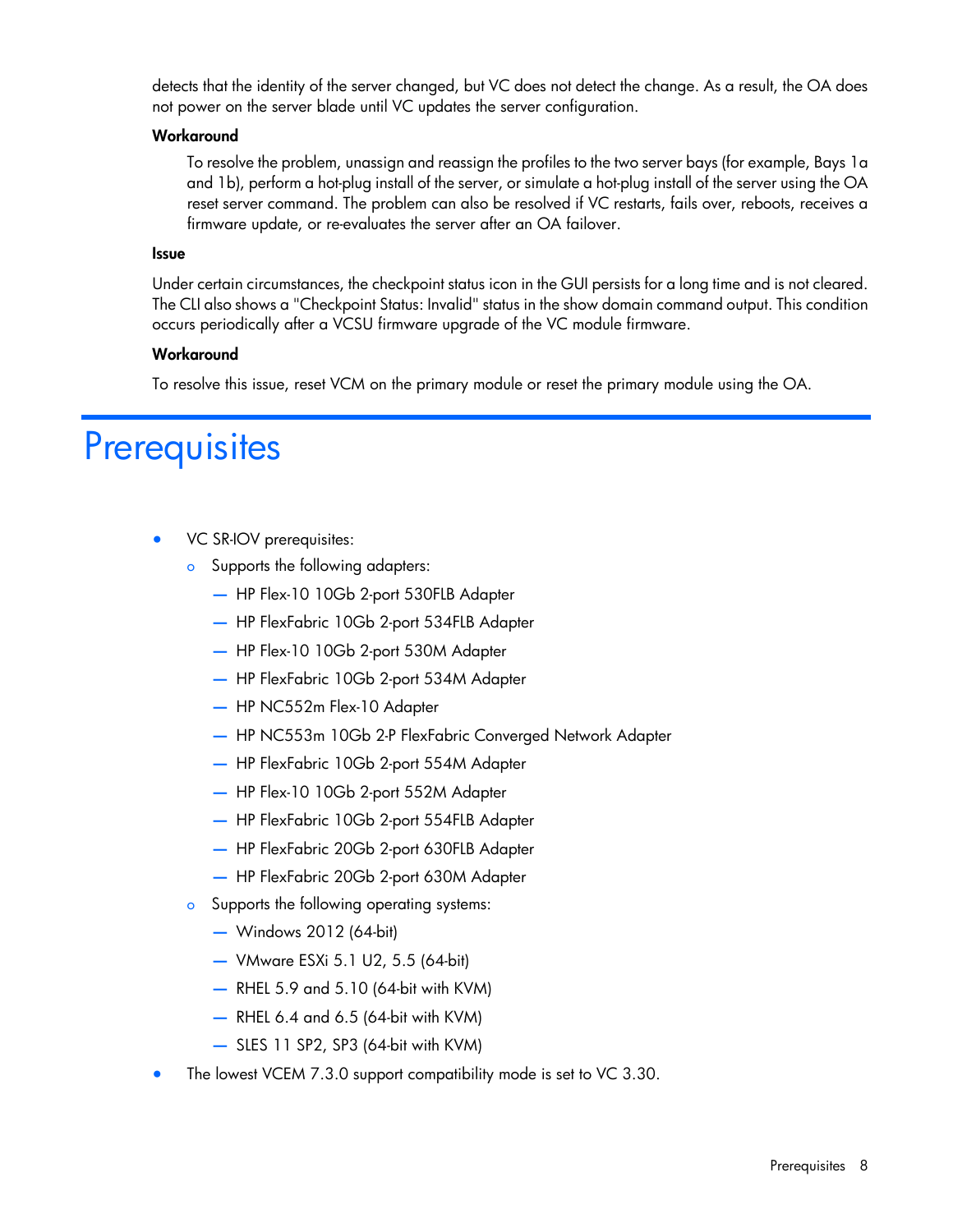detects that the identity of the server changed, but VC does not detect the change. As a result, the OA does not power on the server blade until VC updates the server configuration.

**Workaround**

To resolve the problem, unassign and reassign the profiles to the two server bays (for example, Bays 1a and 1b), perform a hot-plug install of the server, or simulate a hot-plug install of the server using the OA reset server command. The problem can also be resolved if VC restarts, fails over, reboots, receives a firmware update, or re-evaluates the server after an OA failover.

**Issue**

Under certain circumstances, the checkpoint status icon in the GUI persists for a long time and is not cleared. The CLI also shows a "Checkpoint Status: Invalid" status in the show domain command output. This condition occurs periodically after a VCSU firmware upgrade of the VC module firmware.

**Workaround**

To resolve this issue, reset VCM on the primary module or reset the primary module using the OA.

# Prerequisites

- VC SR-IOV prerequisites:
  - Supports the following adapters:
    - HP Flex-10 10Gb 2-port 530FLB Adapter
    - HP FlexFabric 10Gb 2-port 534FLB Adapter
    - HP Flex-10 10Gb 2-port 530M Adapter
    - HP FlexFabric 10Gb 2-port 534M Adapter
    - HP NC552m Flex-10 Adapter
    - HP NC553m 10Gb 2-P FlexFabric Converged Network Adapter
    - HP FlexFabric 10Gb 2-port 554M Adapter
    - HP Flex-10 10Gb 2-port 552M Adapter
    - HP FlexFabric 10Gb 2-port 554FLB Adapter
    - HP FlexFabric 20Gb 2-port 630FLB Adapter
    - HP FlexFabric 20Gb 2-port 630M Adapter
  - Supports the following operating systems:
    - Windows 2012 (64-bit)
    - VMware ESXi 5.1 U2, 5.5 (64-bit)
    - RHEL 5.9 and 5.10 (64-bit with KVM)
    - RHEL 6.4 and 6.5 (64-bit with KVM)
    - SLES 11 SP2, SP3 (64-bit with KVM)
- The lowest VCEM 7.3.0 support compatibility mode is set to VC 3.30.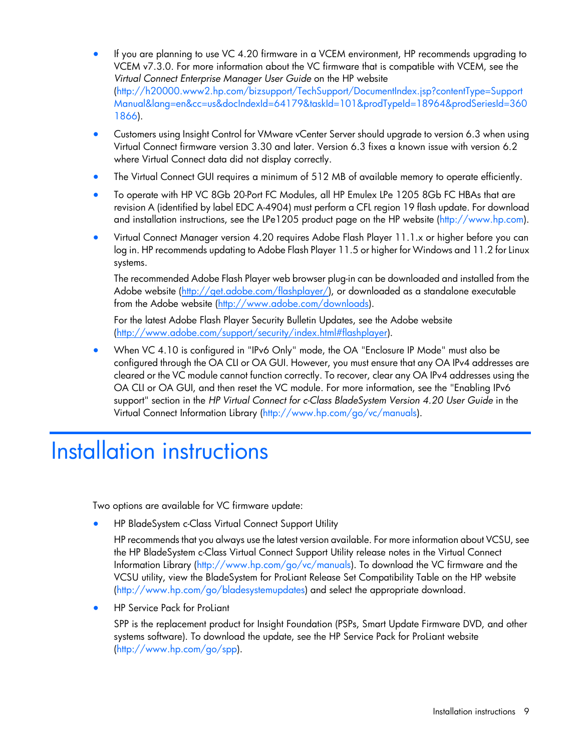- If you are planning to use VC 4.20 firmware in a VCEM environment, HP recommends upgrading to VCEM v7.3.0. For more information about the VC firmware that is compatible with VCEM, see the *Virtual Connect Enterprise Manager User Guide* on the HP website (http://h20000.www2.hp.com/bizsupport/TechSupport/DocumentIndex.jsp?contentType=SupportManual&lang=en&cc=us&docIndexId=64179&taskId=101&prodTypeId=18964&prodSeriesId=3601866).
- Customers using Insight Control for VMware vCenter Server should upgrade to version 6.3 when using Virtual Connect firmware version 3.30 and later. Version 6.3 fixes a known issue with version 6.2 where Virtual Connect data did not display correctly.
- The Virtual Connect GUI requires a minimum of 512 MB of available memory to operate efficiently.
- To operate with HP VC 8Gb 20-Port FC Modules, all HP Emulex LPe 1205 8Gb FC HBAs that are revision A (identified by label EDC A-4904) must perform a CFL region 19 flash update. For download and installation instructions, see the LPe1205 product page on the HP website (http://www.hp.com).
- Virtual Connect Manager version 4.20 requires Adobe Flash Player 11.1.x or higher before you can log in. HP recommends updating to Adobe Flash Player 11.5 or higher for Windows and 11.2 for Linux systems.

  The recommended Adobe Flash Player web browser plug-in can be downloaded and installed from the Adobe website (http://get.adobe.com/flashplayer/), or downloaded as a standalone executable from the Adobe website (http://www.adobe.com/downloads).

  For the latest Adobe Flash Player Security Bulletin Updates, see the Adobe website (http://www.adobe.com/support/security/index.html#flashplayer).
- When VC 4.10 is configured in "IPv6 Only" mode, the OA "Enclosure IP Mode" must also be configured through the OA CLI or OA GUI. However, you must ensure that any OA IPv4 addresses are cleared or the VC module cannot function correctly. To recover, clear any OA IPv4 addresses using the OA CLI or OA GUI, and then reset the VC module. For more information, see the "Enabling IPv6 support" section in the *HP Virtual Connect for c-Class BladeSystem Version 4.20 User Guide* in the Virtual Connect Information Library (http://www.hp.com/go/vc/manuals).

# Installation instructions

Two options are available for VC firmware update:

- HP BladeSystem c-Class Virtual Connect Support Utility

  HP recommends that you always use the latest version available. For more information about VCSU, see the HP BladeSystem c-Class Virtual Connect Support Utility release notes in the Virtual Connect Information Library (http://www.hp.com/go/vc/manuals). To download the VC firmware and the VCSU utility, view the BladeSystem for ProLiant Release Set Compatibility Table on the HP website (http://www.hp.com/go/bladesystemupdates) and select the appropriate download.
- HP Service Pack for ProLiant

  SPP is the replacement product for Insight Foundation (PSPs, Smart Update Firmware DVD, and other systems software). To download the update, see the HP Service Pack for ProLiant website (http://www.hp.com/go/spp).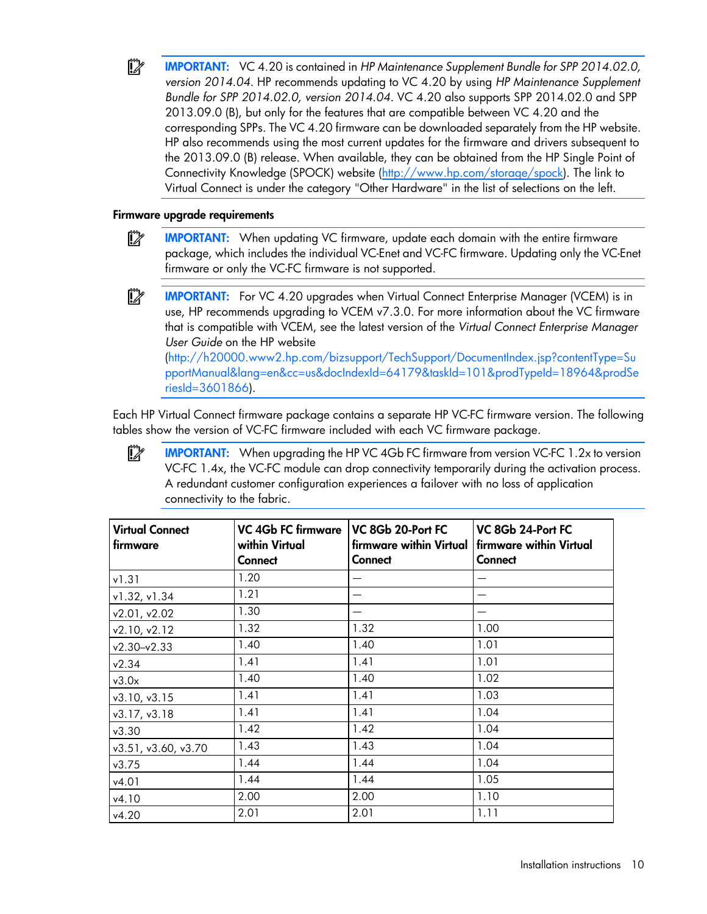**IMPORTANT:** VC 4.20 is contained in *HP Maintenance Supplement Bundle for SPP 2014.02.0, version 2014.04*. HP recommends updating to VC 4.20 by using *HP Maintenance Supplement Bundle for SPP 2014.02.0, version 2014.04*. VC 4.20 also supports SPP 2014.02.0 and SPP 2013.09.0 (B), but only for the features that are compatible between VC 4.20 and the corresponding SPPs. The VC 4.20 firmware can be downloaded separately from the HP website. HP also recommends using the most current updates for the firmware and drivers subsequent to the 2013.09.0 (B) release. When available, they can be obtained from the HP Single Point of Connectivity Knowledge (SPOCK) website (http://www.hp.com/storage/spock). The link to Virtual Connect is under the category "Other Hardware" in the list of selections on the left.

### Firmware upgrade requirements

**IMPORTANT:** When updating VC firmware, update each domain with the entire firmware package, which includes the individual VC-Enet and VC-FC firmware. Updating only the VC-Enet firmware or only the VC-FC firmware is not supported.

**IMPORTANT:** For VC 4.20 upgrades when Virtual Connect Enterprise Manager (VCEM) is in use, HP recommends upgrading to VCEM v7.3.0. For more information about the VC firmware that is compatible with VCEM, see the latest version of the *Virtual Connect Enterprise Manager User Guide* on the HP website (http://h20000.www2.hp.com/bizsupport/TechSupport/DocumentIndex.jsp?contentType=SupportManual&lang=en&cc=us&docIndexId=64179&taskId=101&prodTypeId=18964&prodSeriesId=3601866).

Each HP Virtual Connect firmware package contains a separate HP VC-FC firmware version. The following tables show the version of VC-FC firmware included with each VC firmware package.

**IMPORTANT:** When upgrading the HP VC 4Gb FC firmware from version VC-FC 1.2x to version VC-FC 1.4x, the VC-FC module can drop connectivity temporarily during the activation process. A redundant customer configuration experiences a failover with no loss of application connectivity to the fabric.

| Virtual Connect firmware | VC 4Gb FC firmware within Virtual Connect | VC 8Gb 20-Port FC firmware within Virtual Connect | VC 8Gb 24-Port FC firmware within Virtual Connect |
|---|---|---|---|
| v1.31 | 1.20 | — | — |
| v1.32, v1.34 | 1.21 | — | — |
| v2.01, v2.02 | 1.30 | — | — |
| v2.10, v2.12 | 1.32 | 1.32 | 1.00 |
| v2.30–v2.33 | 1.40 | 1.40 | 1.01 |
| v2.34 | 1.41 | 1.41 | 1.01 |
| v3.0x | 1.40 | 1.40 | 1.02 |
| v3.10, v3.15 | 1.41 | 1.41 | 1.03 |
| v3.17, v3.18 | 1.41 | 1.41 | 1.04 |
| v3.30 | 1.42 | 1.42 | 1.04 |
| v3.51, v3.60, v3.70 | 1.43 | 1.43 | 1.04 |
| v3.75 | 1.44 | 1.44 | 1.04 |
| v4.01 | 1.44 | 1.44 | 1.05 |
| v4.10 | 2.00 | 2.00 | 1.10 |
| v4.20 | 2.01 | 2.01 | 1.11 |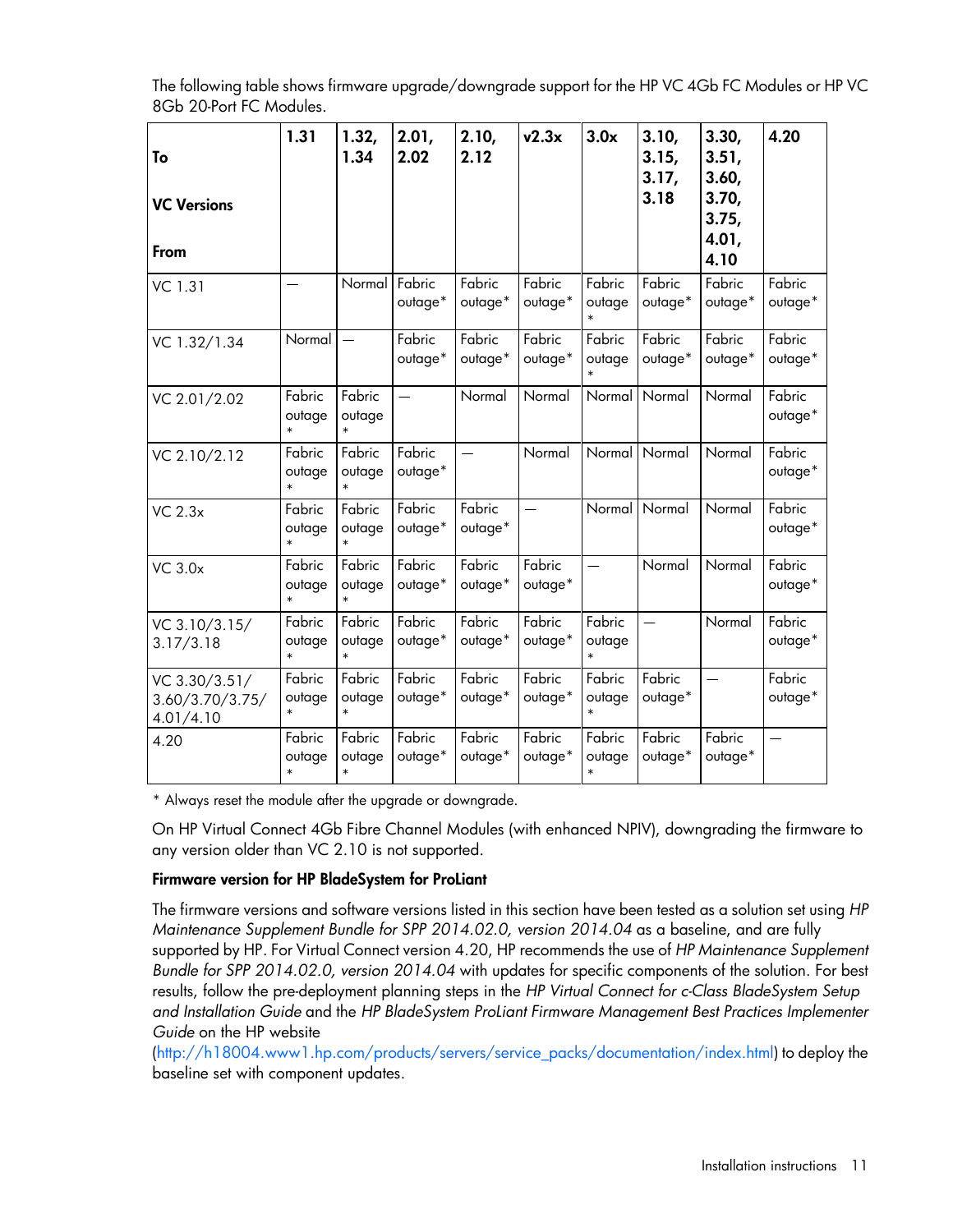The following table shows firmware upgrade/downgrade support for the HP VC 4Gb FC Modules or HP VC 8Gb 20-Port FC Modules.

| To<br><br>VC Versions<br><br>From | 1.31 | 1.32, 1.34 | 2.01, 2.02 | 2.10, 2.12 | v2.3x | 3.0x | 3.10, 3.15, 3.17, 3.18 | 3.30, 3.51, 3.60, 3.70, 3.75, 4.01, 4.10 | 4.20 |
|---|---|---|---|---|---|---|---|---|---|
| VC 1.31 | — | Normal | Fabric outage* | Fabric outage* | Fabric outage* | Fabric outage* | Fabric outage* | Fabric outage* | Fabric outage* |
| VC 1.32/1.34 | Normal | — | Fabric outage* | Fabric outage* | Fabric outage* | Fabric outage* | Fabric outage* | Fabric outage* | Fabric outage* |
| VC 2.01/2.02 | Fabric outage* | Fabric outage* | — | Normal | Normal | Normal | Normal | Normal | Fabric outage* |
| VC 2.10/2.12 | Fabric outage* | Fabric outage* | Fabric outage* | — | Normal | Normal | Normal | Normal | Fabric outage* |
| VC 2.3x | Fabric outage* | Fabric outage* | Fabric outage* | Fabric outage* | — | Normal | Normal | Normal | Fabric outage* |
| VC 3.0x | Fabric outage* | Fabric outage* | Fabric outage* | Fabric outage* | Fabric outage* | — | Normal | Normal | Fabric outage* |
| VC 3.10/3.15/ 3.17/3.18 | Fabric outage* | Fabric outage* | Fabric outage* | Fabric outage* | Fabric outage* | Fabric outage* | — | Normal | Fabric outage* |
| VC 3.30/3.51/ 3.60/3.70/3.75/ 4.01/4.10 | Fabric outage* | Fabric outage* | Fabric outage* | Fabric outage* | Fabric outage* | Fabric outage* | Fabric outage* | — | Fabric outage* |
| 4.20 | Fabric outage* | Fabric outage* | Fabric outage* | Fabric outage* | Fabric outage* | Fabric outage* | Fabric outage* | Fabric outage* | — |

* Always reset the module after the upgrade or downgrade.

On HP Virtual Connect 4Gb Fibre Channel Modules (with enhanced NPIV), downgrading the firmware to any version older than VC 2.10 is not supported.

**Firmware version for HP BladeSystem for ProLiant**

The firmware versions and software versions listed in this section have been tested as a solution set using *HP Maintenance Supplement Bundle for SPP 2014.02.0, version 2014.04* as a baseline, and are fully supported by HP. For Virtual Connect version 4.20, HP recommends the use of *HP Maintenance Supplement Bundle for SPP 2014.02.0, version 2014.04* with updates for specific components of the solution. For best results, follow the pre-deployment planning steps in the *HP Virtual Connect for c-Class BladeSystem Setup and Installation Guide* and the *HP BladeSystem ProLiant Firmware Management Best Practices Implementer Guide* on the HP website (http://h18004.www1.hp.com/products/servers/service_packs/documentation/index.html) to deploy the baseline set with component updates.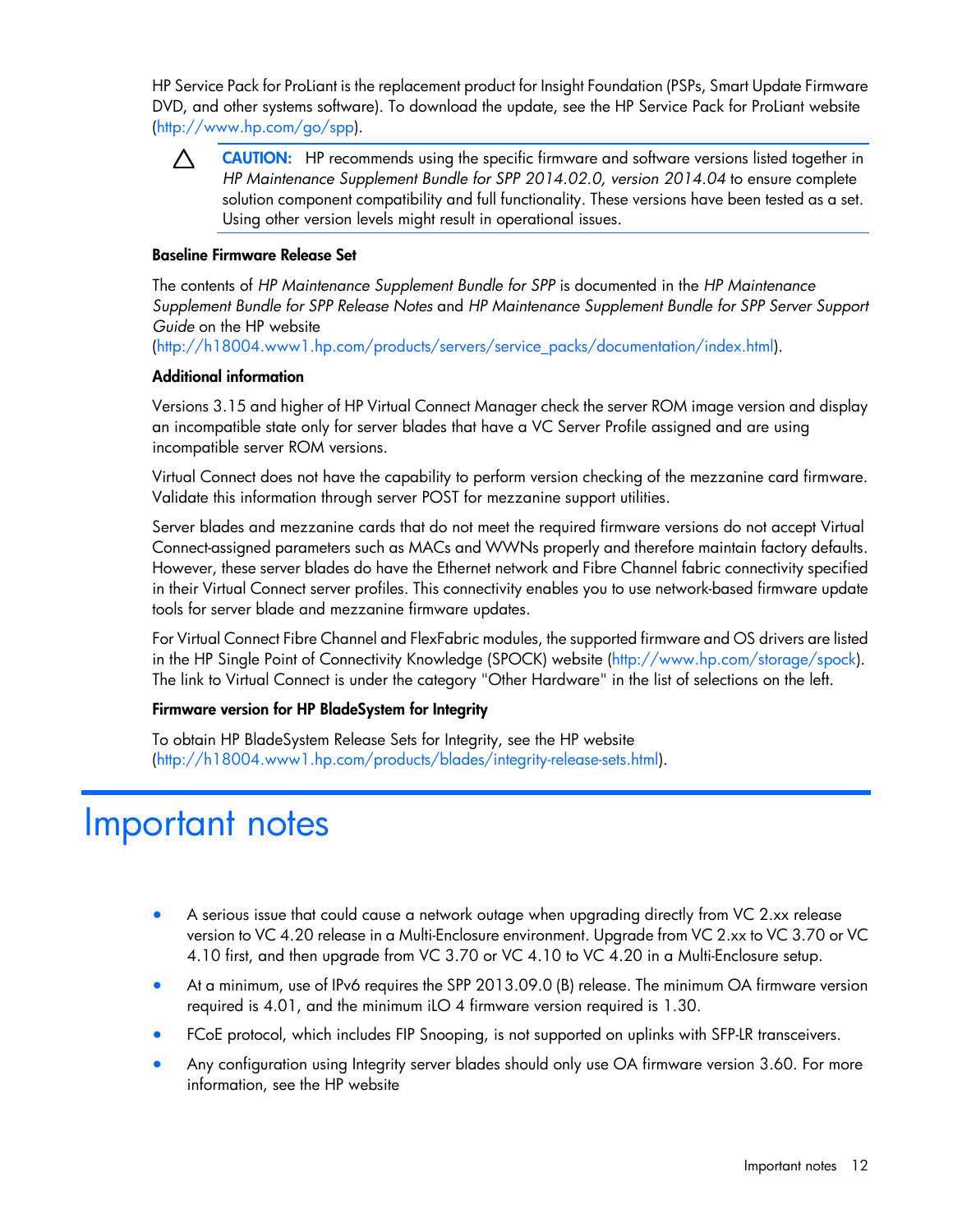HP Service Pack for ProLiant is the replacement product for Insight Foundation (PSPs, Smart Update Firmware DVD, and other systems software). To download the update, see the HP Service Pack for ProLiant website (http://www.hp.com/go/spp).

> **CAUTION:** HP recommends using the specific firmware and software versions listed together in *HP Maintenance Supplement Bundle for SPP 2014.02.0, version 2014.04* to ensure complete solution component compatibility and full functionality. These versions have been tested as a set. Using other version levels might result in operational issues.

**Baseline Firmware Release Set**

The contents of *HP Maintenance Supplement Bundle for SPP* is documented in the *HP Maintenance Supplement Bundle for SPP Release Notes* and *HP Maintenance Supplement Bundle for SPP Server Support Guide* on the HP website (http://h18004.www1.hp.com/products/servers/service_packs/documentation/index.html).

**Additional information**

Versions 3.15 and higher of HP Virtual Connect Manager check the server ROM image version and display an incompatible state only for server blades that have a VC Server Profile assigned and are using incompatible server ROM versions.

Virtual Connect does not have the capability to perform version checking of the mezzanine card firmware. Validate this information through server POST for mezzanine support utilities.

Server blades and mezzanine cards that do not meet the required firmware versions do not accept Virtual Connect-assigned parameters such as MACs and WWNs properly and therefore maintain factory defaults. However, these server blades do have the Ethernet network and Fibre Channel fabric connectivity specified in their Virtual Connect server profiles. This connectivity enables you to use network-based firmware update tools for server blade and mezzanine firmware updates.

For Virtual Connect Fibre Channel and FlexFabric modules, the supported firmware and OS drivers are listed in the HP Single Point of Connectivity Knowledge (SPOCK) website (http://www.hp.com/storage/spock). The link to Virtual Connect is under the category "Other Hardware" in the list of selections on the left.

**Firmware version for HP BladeSystem for Integrity**

To obtain HP BladeSystem Release Sets for Integrity, see the HP website (http://h18004.www1.hp.com/products/blades/integrity-release-sets.html).

# Important notes

- A serious issue that could cause a network outage when upgrading directly from VC 2.xx release version to VC 4.20 release in a Multi-Enclosure environment. Upgrade from VC 2.xx to VC 3.70 or VC 4.10 first, and then upgrade from VC 3.70 or VC 4.10 to VC 4.20 in a Multi-Enclosure setup.
- At a minimum, use of IPv6 requires the SPP 2013.09.0 (B) release. The minimum OA firmware version required is 4.01, and the minimum iLO 4 firmware version required is 1.30.
- FCoE protocol, which includes FIP Snooping, is not supported on uplinks with SFP-LR transceivers.
- Any configuration using Integrity server blades should only use OA firmware version 3.60. For more information, see the HP website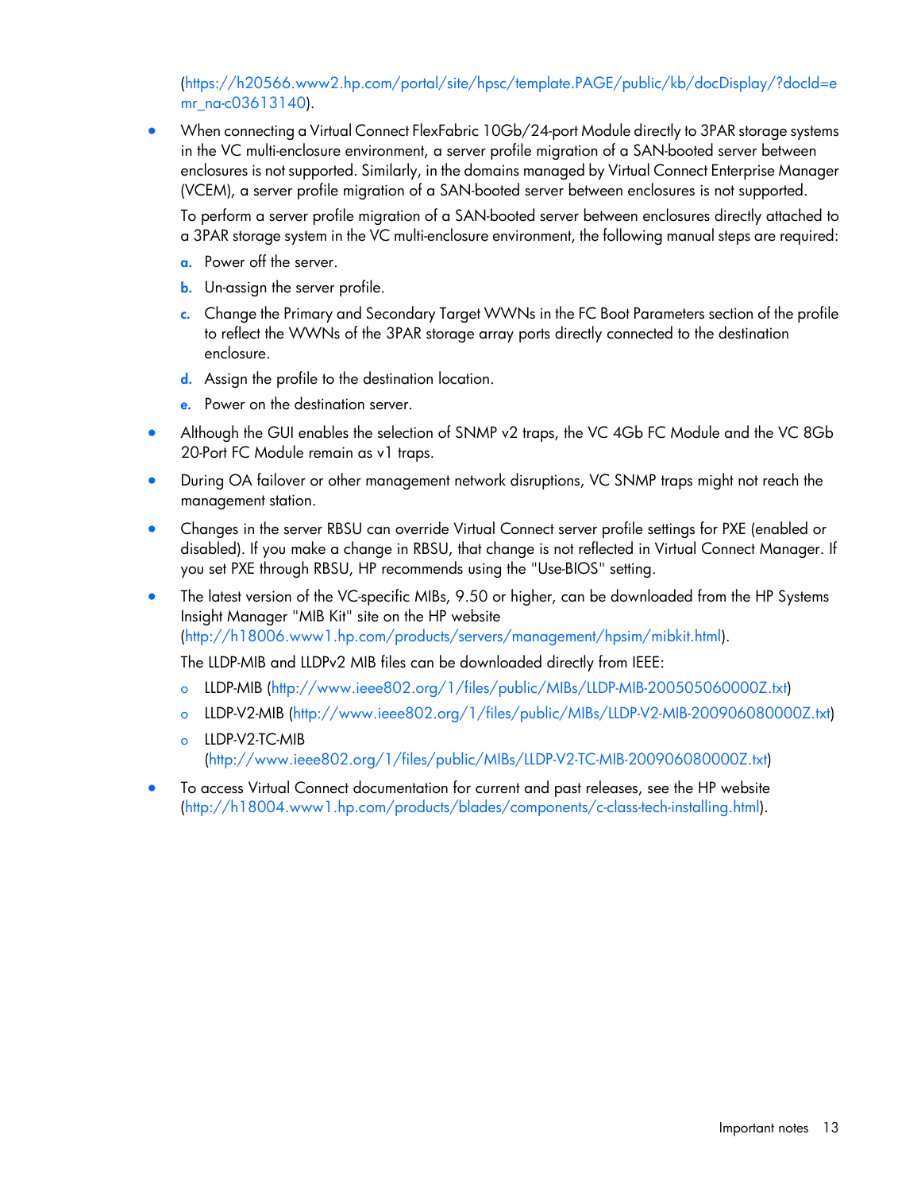(https://h20566.www2.hp.com/portal/site/hpsc/template.PAGE/public/kb/docDisplay/?docId=emr_na-c03613140).

- When connecting a Virtual Connect FlexFabric 10Gb/24-port Module directly to 3PAR storage systems in the VC multi-enclosure environment, a server profile migration of a SAN-booted server between enclosures is not supported. Similarly, in the domains managed by Virtual Connect Enterprise Manager (VCEM), a server profile migration of a SAN-booted server between enclosures is not supported.

  To perform a server profile migration of a SAN-booted server between enclosures directly attached to a 3PAR storage system in the VC multi-enclosure environment, the following manual steps are required:

  a. Power off the server.
  b. Un-assign the server profile.
  c. Change the Primary and Secondary Target WWNs in the FC Boot Parameters section of the profile to reflect the WWNs of the 3PAR storage array ports directly connected to the destination enclosure.
  d. Assign the profile to the destination location.
  e. Power on the destination server.

- Although the GUI enables the selection of SNMP v2 traps, the VC 4Gb FC Module and the VC 8Gb 20-Port FC Module remain as v1 traps.
- During OA failover or other management network disruptions, VC SNMP traps might not reach the management station.
- Changes in the server RBSU can override Virtual Connect server profile settings for PXE (enabled or disabled). If you make a change in RBSU, that change is not reflected in Virtual Connect Manager. If you set PXE through RBSU, HP recommends using the "Use-BIOS" setting.
- The latest version of the VC-specific MIBs, 9.50 or higher, can be downloaded from the HP Systems Insight Manager "MIB Kit" site on the HP website (http://h18006.www1.hp.com/products/servers/management/hpsim/mibkit.html).

  The LLDP-MIB and LLDPv2 MIB files can be downloaded directly from IEEE:

  - LLDP-MIB (http://www.ieee802.org/1/files/public/MIBs/LLDP-MIB-200505060000Z.txt)
  - LLDP-V2-MIB (http://www.ieee802.org/1/files/public/MIBs/LLDP-V2-MIB-200906080000Z.txt)
  - LLDP-V2-TC-MIB (http://www.ieee802.org/1/files/public/MIBs/LLDP-V2-TC-MIB-200906080000Z.txt)

- To access Virtual Connect documentation for current and past releases, see the HP website (http://h18004.www1.hp.com/products/blades/components/c-class-tech-installing.html).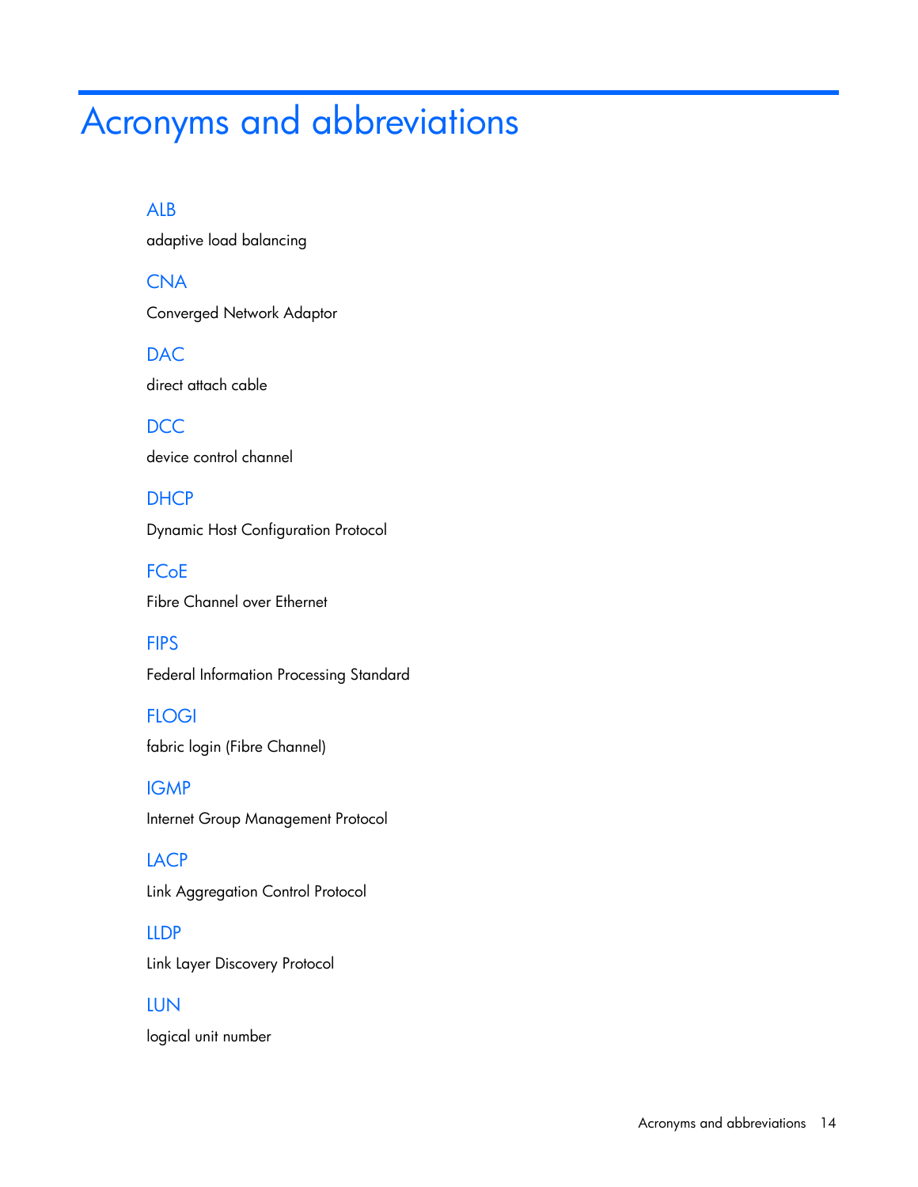# Acronyms and abbreviations

### ALB

adaptive load balancing

### CNA

Converged Network Adaptor

### DAC

direct attach cable

### DCC

device control channel

### DHCP

Dynamic Host Configuration Protocol

### FCoE

Fibre Channel over Ethernet

### FIPS

Federal Information Processing Standard

### FLOGI

fabric login (Fibre Channel)

### IGMP

Internet Group Management Protocol

### LACP

Link Aggregation Control Protocol

### LLDP

Link Layer Discovery Protocol

### LUN

logical unit number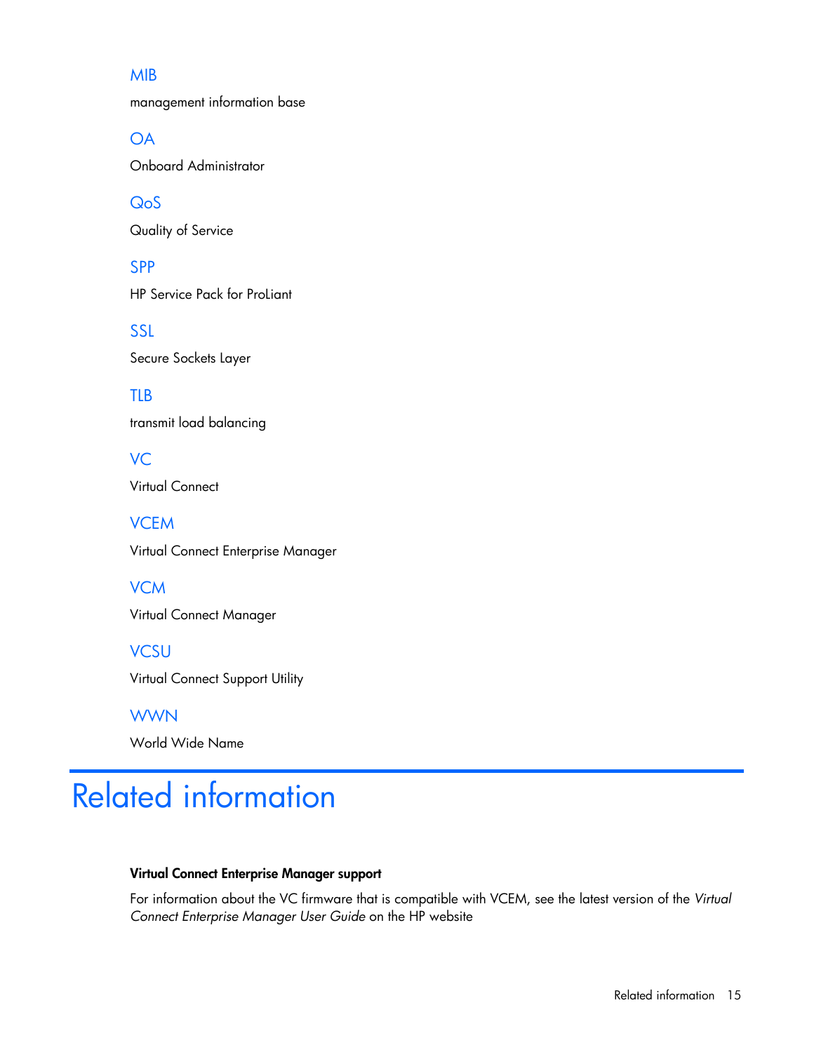### MIB

management information base

### OA

Onboard Administrator

### QoS

Quality of Service

### SPP

HP Service Pack for ProLiant

### SSL

Secure Sockets Layer

### TLB

transmit load balancing

### VC

Virtual Connect

### VCEM

Virtual Connect Enterprise Manager

### VCM

Virtual Connect Manager

### VCSU

Virtual Connect Support Utility

### WWN

World Wide Name

# Related information

**Virtual Connect Enterprise Manager support**

For information about the VC firmware that is compatible with VCEM, see the latest version of the *Virtual Connect Enterprise Manager User Guide* on the HP website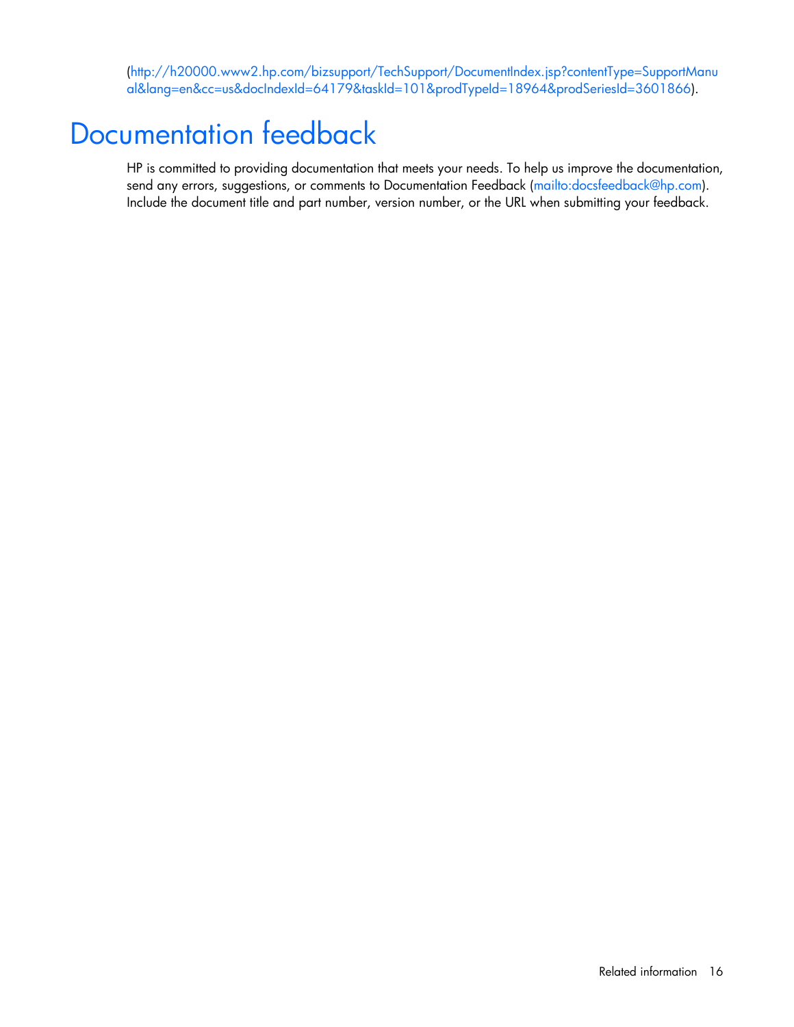(http://h20000.www2.hp.com/bizsupport/TechSupport/DocumentIndex.jsp?contentType=SupportManual&lang=en&cc=us&docIndexId=64179&taskId=101&prodTypeId=18964&prodSeriesId=3601866).

# Documentation feedback

HP is committed to providing documentation that meets your needs. To help us improve the documentation, send any errors, suggestions, or comments to Documentation Feedback (mailto:docsfeedback@hp.com). Include the document title and part number, version number, or the URL when submitting your feedback.